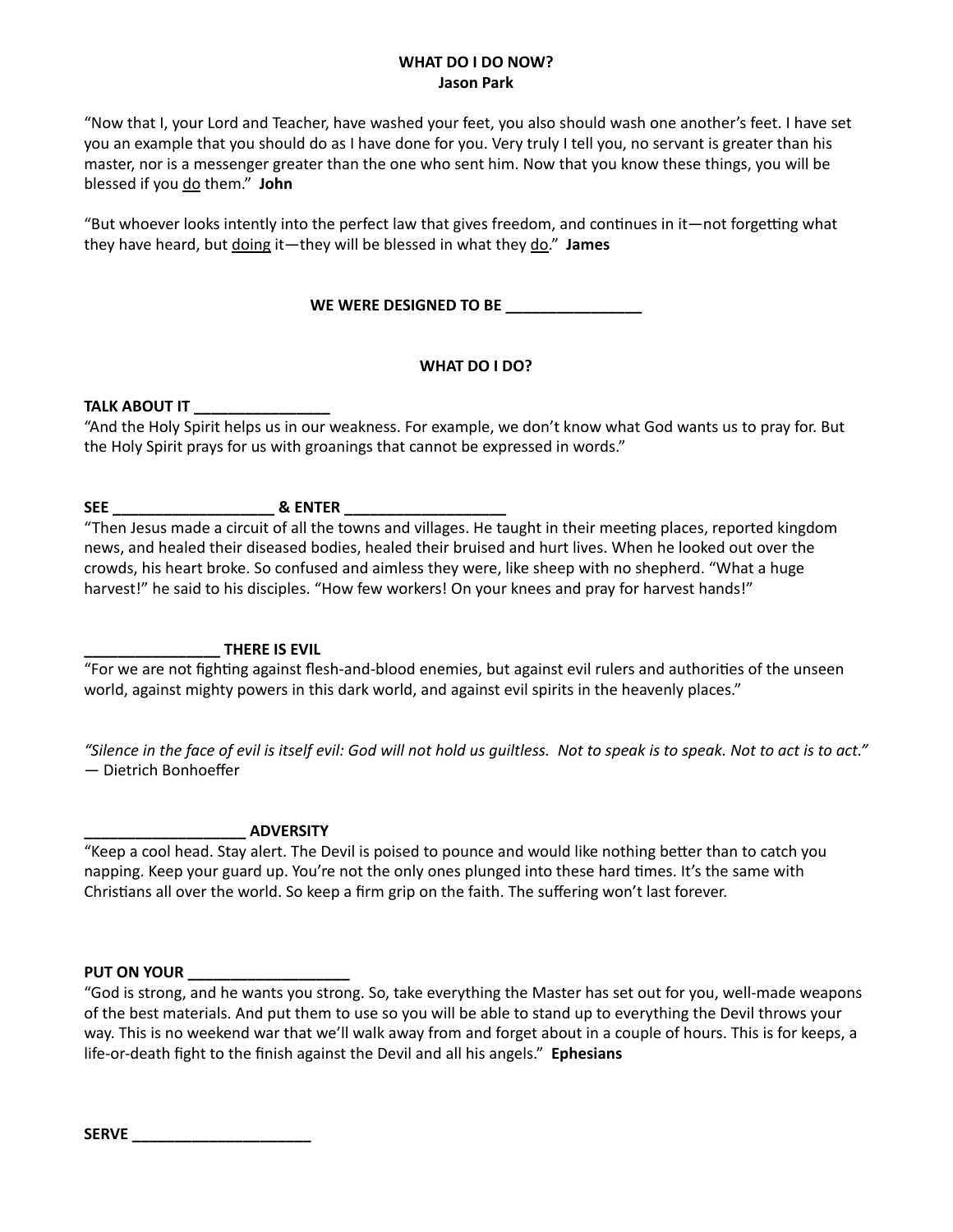**WHAT DO I DO NOW?**
**Jason Park**

"Now that I, your Lord and Teacher, have washed your feet, you also should wash one another's feet. I have set you an example that you should do as I have done for you. Very truly I tell you, no servant is greater than his master, nor is a messenger greater than the one who sent him. Now that you know these things, you will be blessed if you <u>do</u> them." **John**

"But whoever looks intently into the perfect law that gives freedom, and continues in it—not forgetting what they have heard, but <u>doing</u> it—they will be blessed in what they <u>do</u>." **James**

**WE WERE DESIGNED TO BE ________________**

**WHAT DO I DO?**

**TALK ABOUT IT ________________**

"And the Holy Spirit helps us in our weakness. For example, we don't know what God wants us to pray for. But the Holy Spirit prays for us with groanings that cannot be expressed in words."

**SEE ___________________ & ENTER ___________________**

"Then Jesus made a circuit of all the towns and villages. He taught in their meeting places, reported kingdom news, and healed their diseased bodies, healed their bruised and hurt lives. When he looked out over the crowds, his heart broke. So confused and aimless they were, like sheep with no shepherd. "What a huge harvest!" he said to his disciples. "How few workers! On your knees and pray for harvest hands!"

**________________ THERE IS EVIL**

"For we are not fighting against flesh-and-blood enemies, but against evil rulers and authorities of the unseen world, against mighty powers in this dark world, and against evil spirits in the heavenly places."

*"Silence in the face of evil is itself evil: God will not hold us guiltless. Not to speak is to speak. Not to act is to act."* — Dietrich Bonhoeffer

**___________________ ADVERSITY**

"Keep a cool head. Stay alert. The Devil is poised to pounce and would like nothing better than to catch you napping. Keep your guard up. You're not the only ones plunged into these hard times. It's the same with Christians all over the world. So keep a firm grip on the faith. The suffering won't last forever.

**PUT ON YOUR ___________________**

"God is strong, and he wants you strong. So, take everything the Master has set out for you, well-made weapons of the best materials. And put them to use so you will be able to stand up to everything the Devil throws your way. This is no weekend war that we'll walk away from and forget about in a couple of hours. This is for keeps, a life-or-death fight to the finish against the Devil and all his angels." **Ephesians**

**SERVE _____________________**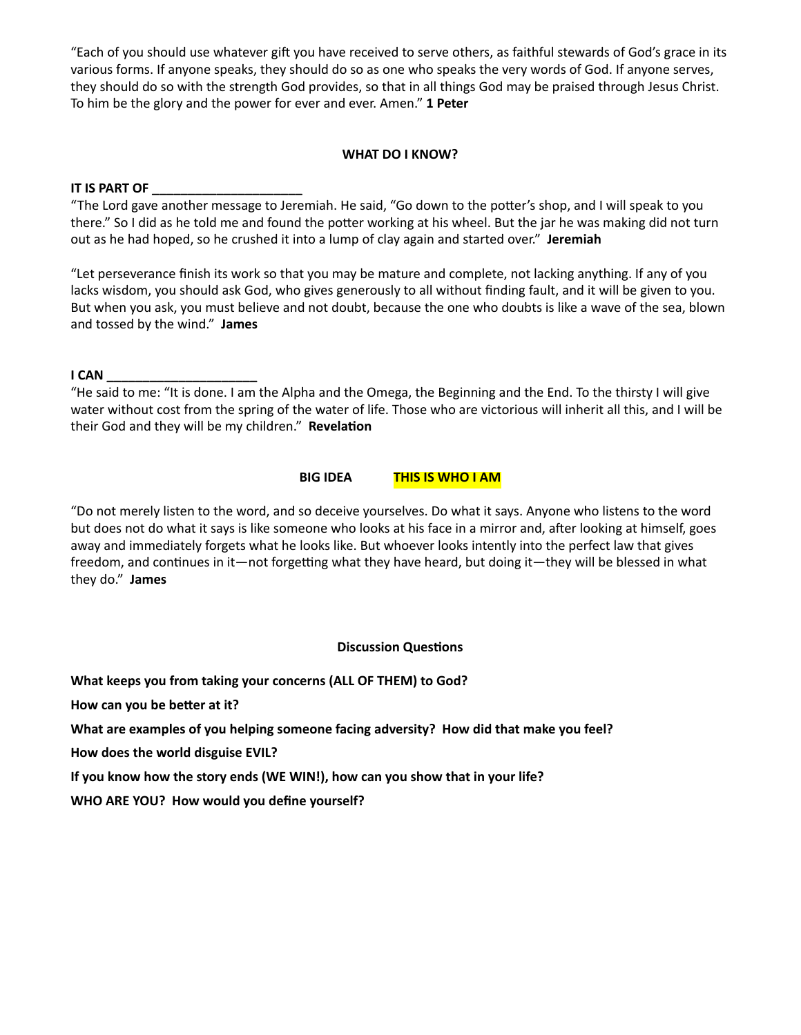"Each of you should use whatever gift you have received to serve others, as faithful stewards of God's grace in its various forms. If anyone speaks, they should do so as one who speaks the very words of God. If anyone serves, they should do so with the strength God provides, so that in all things God may be praised through Jesus Christ. To him be the glory and the power for ever and ever. Amen." **1 Peter**

## WHAT DO I KNOW?

**IT IS PART OF ____________________**

"The Lord gave another message to Jeremiah. He said, "Go down to the potter's shop, and I will speak to you there." So I did as he told me and found the potter working at his wheel. But the jar he was making did not turn out as he had hoped, so he crushed it into a lump of clay again and started over." **Jeremiah**

"Let perseverance finish its work so that you may be mature and complete, not lacking anything. If any of you lacks wisdom, you should ask God, who gives generously to all without finding fault, and it will be given to you. But when you ask, you must believe and not doubt, because the one who doubts is like a wave of the sea, blown and tossed by the wind." **James**

**I CAN ____________________**

"He said to me: "It is done. I am the Alpha and the Omega, the Beginning and the End. To the thirsty I will give water without cost from the spring of the water of life. Those who are victorious will inherit all this, and I will be their God and they will be my children." **Revelation**

**BIG IDEA** **THIS IS WHO I AM**

"Do not merely listen to the word, and so deceive yourselves. Do what it says. Anyone who listens to the word but does not do what it says is like someone who looks at his face in a mirror and, after looking at himself, goes away and immediately forgets what he looks like. But whoever looks intently into the perfect law that gives freedom, and continues in it—not forgetting what they have heard, but doing it—they will be blessed in what they do." **James**

## Discussion Questions

**What keeps you from taking your concerns (ALL OF THEM) to God?**

**How can you be better at it?**

**What are examples of you helping someone facing adversity? How did that make you feel?**

**How does the world disguise EVIL?**

**If you know how the story ends (WE WIN!), how can you show that in your life?**

**WHO ARE YOU? How would you define yourself?**